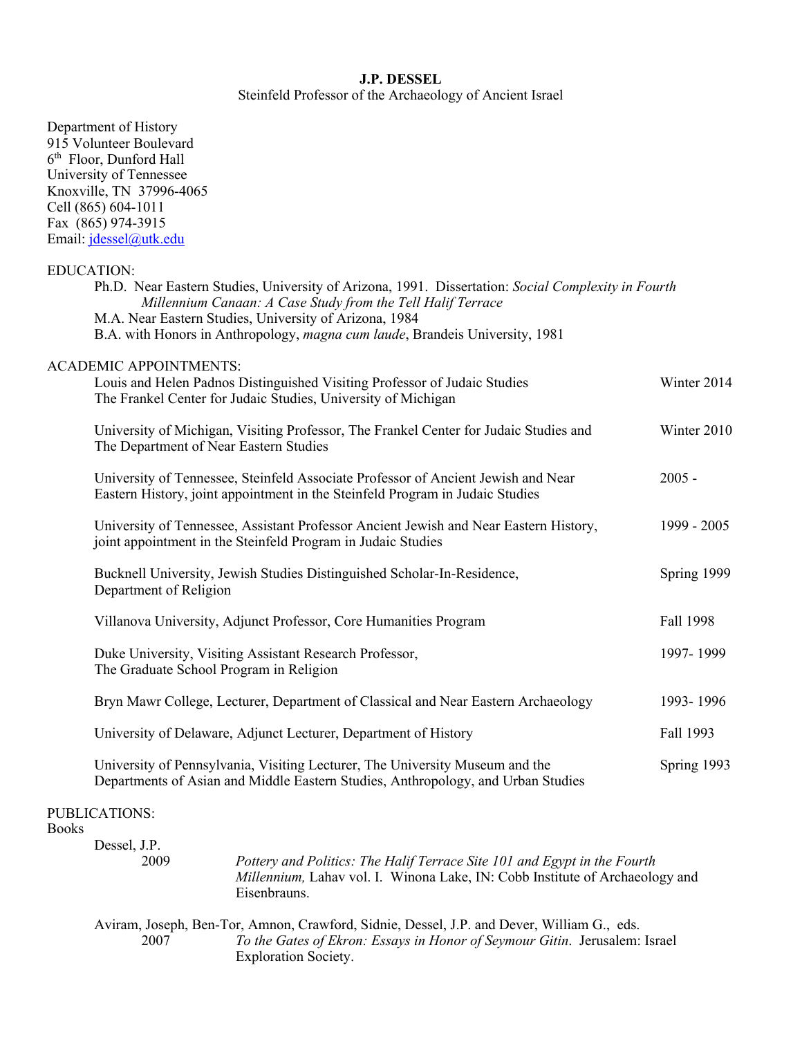# J.P. DESSEL

Steinfeld Professor of the Archaeology of Ancient Israel

Department of History
915 Volunteer Boulevard
6th Floor, Dunford Hall
University of Tennessee
Knoxville, TN 37996-4065
Cell (865) 604-1011
Fax (865) 974-3915
Email: jdessel@utk.edu

## EDUCATION:

Ph.D. Near Eastern Studies, University of Arizona, 1991. Dissertation: *Social Complexity in Fourth Millennium Canaan: A Case Study from the Tell Halif Terrace*

M.A. Near Eastern Studies, University of Arizona, 1984

B.A. with Honors in Anthropology, *magna cum laude*, Brandeis University, 1981

## ACADEMIC APPOINTMENTS:

Louis and Helen Padnos Distinguished Visiting Professor of Judaic Studies, The Frankel Center for Judaic Studies, University of Michigan — Winter 2014

University of Michigan, Visiting Professor, The Frankel Center for Judaic Studies and The Department of Near Eastern Studies — Winter 2010

University of Tennessee, Steinfeld Associate Professor of Ancient Jewish and Near Eastern History, joint appointment in the Steinfeld Program in Judaic Studies — 2005 -

University of Tennessee, Assistant Professor Ancient Jewish and Near Eastern History, joint appointment in the Steinfeld Program in Judaic Studies — 1999 - 2005

Bucknell University, Jewish Studies Distinguished Scholar-In-Residence, Department of Religion — Spring 1999

Villanova University, Adjunct Professor, Core Humanities Program — Fall 1998

Duke University, Visiting Assistant Research Professor, The Graduate School Program in Religion — 1997- 1999

Bryn Mawr College, Lecturer, Department of Classical and Near Eastern Archaeology — 1993- 1996

University of Delaware, Adjunct Lecturer, Department of History — Fall 1993

University of Pennsylvania, Visiting Lecturer, The University Museum and the Departments of Asian and Middle Eastern Studies, Anthropology, and Urban Studies — Spring 1993

## PUBLICATIONS:

### Books

Dessel, J.P.
2009 — *Pottery and Politics: The Halif Terrace Site 101 and Egypt in the Fourth Millennium,* Lahav vol. I. Winona Lake, IN: Cobb Institute of Archaeology and Eisenbrauns.

Aviram, Joseph, Ben-Tor, Amnon, Crawford, Sidnie, Dessel, J.P. and Dever, William G., eds.
2007 — *To the Gates of Ekron: Essays in Honor of Seymour Gitin*. Jerusalem: Israel Exploration Society.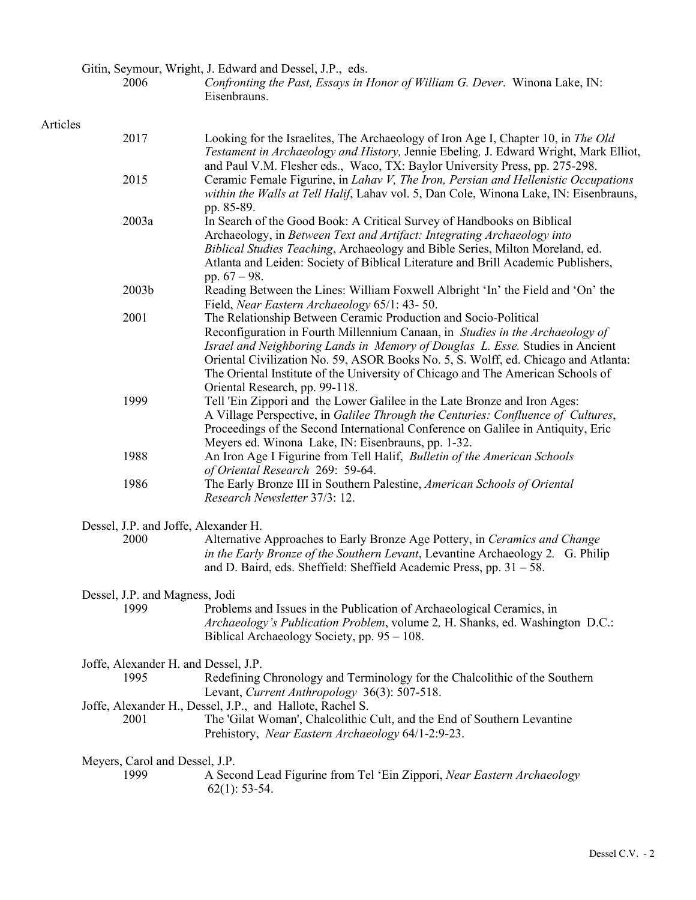Gitin, Seymour, Wright, J. Edward and Dessel, J.P., eds.

2006 — *Confronting the Past, Essays in Honor of William G. Dever*. Winona Lake, IN: Eisenbrauns.

## Articles

2017 — Looking for the Israelites, The Archaeology of Iron Age I, Chapter 10, in *The Old Testament in Archaeology and History,* Jennie Ebeling*,* J. Edward Wright, Mark Elliot, and Paul V.M. Flesher eds., Waco, TX: Baylor University Press, pp. 275-298.

2015 — Ceramic Female Figurine, in *Lahav V, The Iron, Persian and Hellenistic Occupations within the Walls at Tell Halif*, Lahav vol. 5, Dan Cole, Winona Lake, IN: Eisenbrauns, pp. 85-89.

2003a — In Search of the Good Book: A Critical Survey of Handbooks on Biblical Archaeology, in *Between Text and Artifact: Integrating Archaeology into Biblical Studies Teaching*, Archaeology and Bible Series, Milton Moreland, ed. Atlanta and Leiden: Society of Biblical Literature and Brill Academic Publishers, pp. 67 – 98.

2003b — Reading Between the Lines: William Foxwell Albright 'In' the Field and 'On' the Field, *Near Eastern Archaeology* 65/1: 43- 50.

2001 — The Relationship Between Ceramic Production and Socio-Political Reconfiguration in Fourth Millennium Canaan, in *Studies in the Archaeology of Israel and Neighboring Lands in Memory of Douglas L. Esse.* Studies in Ancient Oriental Civilization No. 59, ASOR Books No. 5, S. Wolff, ed. Chicago and Atlanta: The Oriental Institute of the University of Chicago and The American Schools of Oriental Research, pp. 99-118.

1999 — Tell 'Ein Zippori and the Lower Galilee in the Late Bronze and Iron Ages: A Village Perspective, in *Galilee Through the Centuries: Confluence of Cultures*, Proceedings of the Second International Conference on Galilee in Antiquity, Eric Meyers ed. Winona Lake, IN: Eisenbrauns, pp. 1-32.

1988 — An Iron Age I Figurine from Tell Halif, *Bulletin of the American Schools of Oriental Research* 269: 59-64.

1986 — The Early Bronze III in Southern Palestine, *American Schools of Oriental Research Newsletter* 37/3: 12.

Dessel, J.P. and Joffe, Alexander H.

2000 — Alternative Approaches to Early Bronze Age Pottery, in *Ceramics and Change in the Early Bronze of the Southern Levant*, Levantine Archaeology 2*.* G. Philip and D. Baird, eds. Sheffield: Sheffield Academic Press, pp. 31 – 58.

Dessel, J.P. and Magness, Jodi

1999 — Problems and Issues in the Publication of Archaeological Ceramics, in *Archaeology's Publication Problem*, volume 2*,* H. Shanks, ed. Washington D.C.: Biblical Archaeology Society, pp. 95 – 108.

Joffe, Alexander H. and Dessel, J.P.

1995 — Redefining Chronology and Terminology for the Chalcolithic of the Southern Levant, *Current Anthropology* 36(3): 507-518.

Joffe, Alexander H., Dessel, J.P., and Hallote, Rachel S.

2001 — The 'Gilat Woman', Chalcolithic Cult, and the End of Southern Levantine Prehistory, *Near Eastern Archaeology* 64/1-2:9-23.

Meyers, Carol and Dessel, J.P.

1999 — A Second Lead Figurine from Tel 'Ein Zippori, *Near Eastern Archaeology* 62(1): 53-54.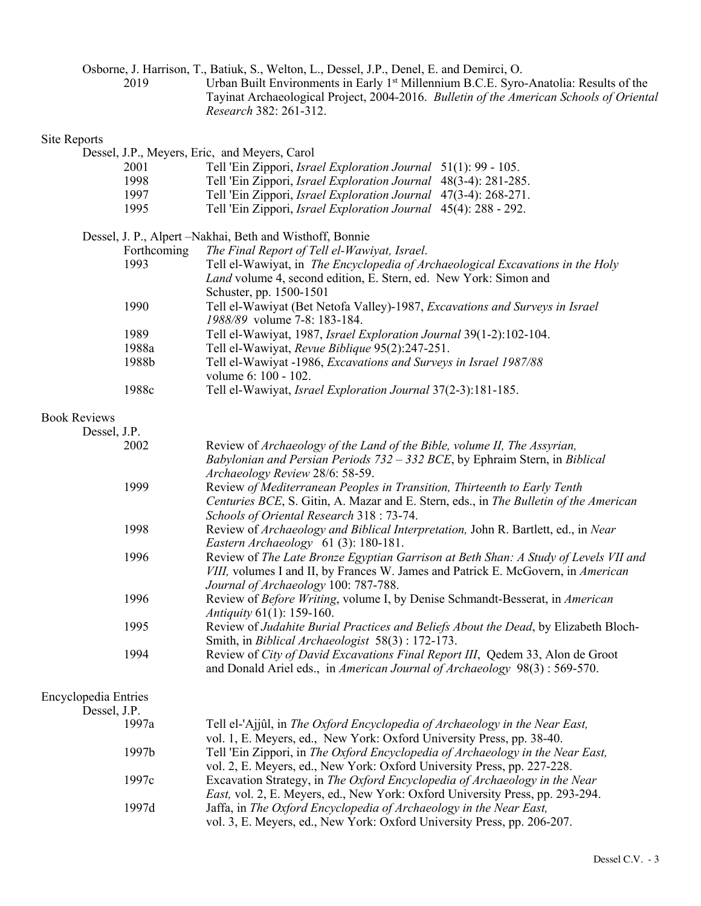Osborne, J. Harrison, T., Batiuk, S., Welton, L., Dessel, J.P., Denel, E. and Demirci, O.

2019 — Urban Built Environments in Early 1st Millennium B.C.E. Syro-Anatolia: Results of the Tayinat Archaeological Project, 2004-2016. *Bulletin of the American Schools of Oriental Research* 382: 261-312.

## Site Reports

Dessel, J.P., Meyers, Eric, and Meyers, Carol

- 2001 — Tell 'Ein Zippori, *Israel Exploration Journal* 51(1): 99 - 105.
- 1998 — Tell 'Ein Zippori, *Israel Exploration Journal* 48(3-4): 281-285.
- 1997 — Tell 'Ein Zippori, *Israel Exploration Journal* 47(3-4): 268-271.
- 1995 — Tell 'Ein Zippori, *Israel Exploration Journal* 45(4): 288 - 292.

Dessel, J. P., Alpert –Nakhai, Beth and Wisthoff, Bonnie

- Forthcoming — *The Final Report of Tell el-Wawiyat, Israel*.
- 1993 — Tell el-Wawiyat, in *The Encyclopedia of Archaeological Excavations in the Holy Land* volume 4, second edition, E. Stern, ed. New York: Simon and Schuster, pp. 1500-1501
- 1990 — Tell el-Wawiyat (Bet Netofa Valley)-1987, *Excavations and Surveys in Israel 1988/89* volume 7-8: 183-184.
- 1989 — Tell el-Wawiyat, 1987, *Israel Exploration Journal* 39(1-2):102-104.
- 1988a — Tell el-Wawiyat, *Revue Biblique* 95(2):247-251.
- 1988b — Tell el-Wawiyat -1986, *Excavations and Surveys in Israel 1987/88* volume 6: 100 - 102.
- 1988c — Tell el-Wawiyat, *Israel Exploration Journal* 37(2-3):181-185.

## Book Reviews

Dessel, J.P.

- 2002 — Review of *Archaeology of the Land of the Bible, volume II, The Assyrian, Babylonian and Persian Periods 732 – 332 BCE*, by Ephraim Stern, in *Biblical Archaeology Review* 28/6: 58-59.
- 1999 — Review *of Mediterranean Peoples in Transition, Thirteenth to Early Tenth Centuries BCE*, S. Gitin, A. Mazar and E. Stern, eds., in *The Bulletin of the American Schools of Oriental Research* 318 : 73-74.
- 1998 — Review of *Archaeology and Biblical Interpretation,* John R. Bartlett, ed., in *Near Eastern Archaeology* 61 (3): 180-181.
- 1996 — Review of *The Late Bronze Egyptian Garrison at Beth Shan: A Study of Levels VII and VIII,* volumes I and II, by Frances W. James and Patrick E. McGovern, in *American Journal of Archaeology* 100: 787-788.
- 1996 — Review of *Before Writing*, volume I, by Denise Schmandt-Besserat, in *American Antiquity* 61(1): 159-160.
- 1995 — Review of *Judahite Burial Practices and Beliefs About the Dead*, by Elizabeth Bloch-Smith, in *Biblical Archaeologist* 58(3) : 172-173.
- 1994 — Review of *City of David Excavations Final Report III*, Qedem 33, Alon de Groot and Donald Ariel eds., in *American Journal of Archaeology* 98(3) : 569-570.

## Encyclopedia Entries

Dessel, J.P.

- 1997a — Tell el-'Ajjûl, in *The Oxford Encyclopedia of Archaeology in the Near East,* vol. 1, E. Meyers, ed., New York: Oxford University Press, pp. 38-40.
- 1997b — Tell 'Ein Zippori, in *The Oxford Encyclopedia of Archaeology in the Near East,* vol. 2, E. Meyers, ed., New York: Oxford University Press, pp. 227-228.
- 1997c — Excavation Strategy, in *The Oxford Encyclopedia of Archaeology in the Near East,* vol. 2, E. Meyers, ed., New York: Oxford University Press, pp. 293-294.
- 1997d — Jaffa, in *The Oxford Encyclopedia of Archaeology in the Near East,* vol. 3, E. Meyers, ed., New York: Oxford University Press, pp. 206-207.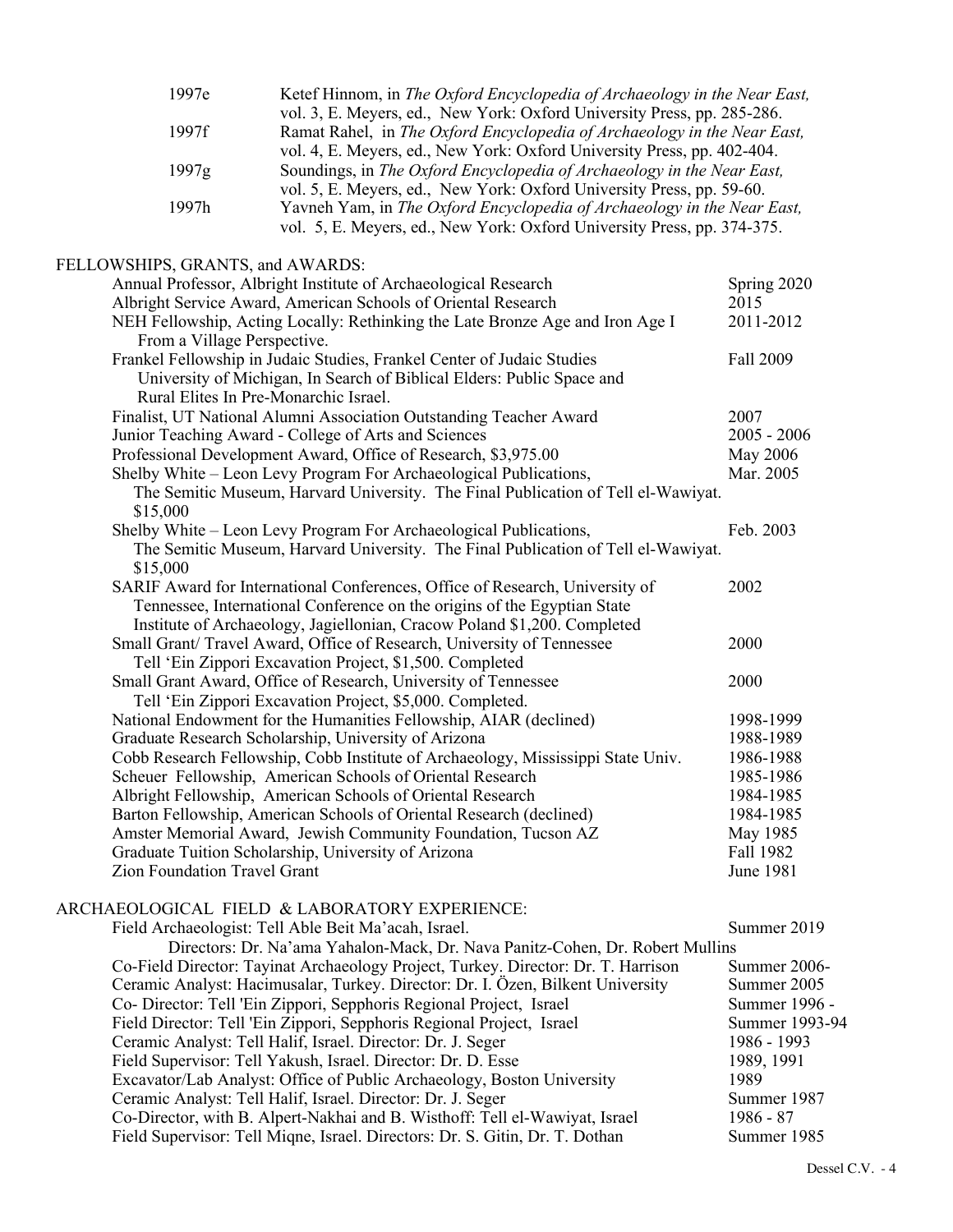| | |
|---|---|
| 1997e | Ketef Hinnom, in *The Oxford Encyclopedia of Archaeology in the Near East*, vol. 3, E. Meyers, ed., New York: Oxford University Press, pp. 285-286. |
| 1997f | Ramat Rahel, in *The Oxford Encyclopedia of Archaeology in the Near East*, vol. 4, E. Meyers, ed., New York: Oxford University Press, pp. 402-404. |
| 1997g | Soundings, in *The Oxford Encyclopedia of Archaeology in the Near East*, vol. 5, E. Meyers, ed., New York: Oxford University Press, pp. 59-60. |
| 1997h | Yavneh Yam, in *The Oxford Encyclopedia of Archaeology in the Near East*, vol. 5, E. Meyers, ed., New York: Oxford University Press, pp. 374-375. |

## FELLOWSHIPS, GRANTS, and AWARDS:

| | |
|---|---|
| Annual Professor, Albright Institute of Archaeological Research | Spring 2020 |
| Albright Service Award, American Schools of Oriental Research | 2015 |
| NEH Fellowship, Acting Locally: Rethinking the Late Bronze Age and Iron Age I From a Village Perspective. | 2011-2012 |
| Frankel Fellowship in Judaic Studies, Frankel Center of Judaic Studies University of Michigan, In Search of Biblical Elders: Public Space and Rural Elites In Pre-Monarchic Israel. | Fall 2009 |
| Finalist, UT National Alumni Association Outstanding Teacher Award | 2007 |
| Junior Teaching Award - College of Arts and Sciences | 2005 - 2006 |
| Professional Development Award, Office of Research, $3,975.00 | May 2006 |
| Shelby White – Leon Levy Program For Archaeological Publications, The Semitic Museum, Harvard University. The Final Publication of Tell el-Wawiyat. $15,000 | Mar. 2005 |
| Shelby White – Leon Levy Program For Archaeological Publications, The Semitic Museum, Harvard University. The Final Publication of Tell el-Wawiyat. $15,000 | Feb. 2003 |
| SARIF Award for International Conferences, Office of Research, University of Tennessee, International Conference on the origins of the Egyptian State Institute of Archaeology, Jagiellonian, Cracow Poland $1,200. Completed | 2002 |
| Small Grant/ Travel Award, Office of Research, University of Tennessee Tell 'Ein Zippori Excavation Project, $1,500. Completed | 2000 |
| Small Grant Award, Office of Research, University of Tennessee Tell 'Ein Zippori Excavation Project, $5,000. Completed. | 2000 |
| National Endowment for the Humanities Fellowship, AIAR (declined) | 1998-1999 |
| Graduate Research Scholarship, University of Arizona | 1988-1989 |
| Cobb Research Fellowship, Cobb Institute of Archaeology, Mississippi State Univ. | 1986-1988 |
| Scheuer Fellowship, American Schools of Oriental Research | 1985-1986 |
| Albright Fellowship, American Schools of Oriental Research | 1984-1985 |
| Barton Fellowship, American Schools of Oriental Research (declined) | 1984-1985 |
| Amster Memorial Award, Jewish Community Foundation, Tucson AZ | May 1985 |
| Graduate Tuition Scholarship, University of Arizona | Fall 1982 |
| Zion Foundation Travel Grant | June 1981 |

## ARCHAEOLOGICAL FIELD & LABORATORY EXPERIENCE:

| | |
|---|---|
| Field Archaeologist: Tell Able Beit Ma'acah, Israel. Directors: Dr. Na'ama Yahalon-Mack, Dr. Nava Panitz-Cohen, Dr. Robert Mullins | Summer 2019 |
| Co-Field Director: Tayinat Archaeology Project, Turkey. Director: Dr. T. Harrison | Summer 2006- |
| Ceramic Analyst: Hacimusalar, Turkey. Director: Dr. I. Özen, Bilkent University | Summer 2005 |
| Co- Director: Tell 'Ein Zippori, Sepphoris Regional Project, Israel | Summer 1996 - |
| Field Director: Tell 'Ein Zippori, Sepphoris Regional Project, Israel | Summer 1993-94 |
| Ceramic Analyst: Tell Halif, Israel. Director: Dr. J. Seger | 1986 - 1993 |
| Field Supervisor: Tell Yakush, Israel. Director: Dr. D. Esse | 1989, 1991 |
| Excavator/Lab Analyst: Office of Public Archaeology, Boston University | 1989 |
| Ceramic Analyst: Tell Halif, Israel. Director: Dr. J. Seger | Summer 1987 |
| Co-Director, with B. Alpert-Nakhai and B. Wisthoff: Tell el-Wawiyat, Israel | 1986 - 87 |
| Field Supervisor: Tell Miqne, Israel. Directors: Dr. S. Gitin, Dr. T. Dothan | Summer 1985 |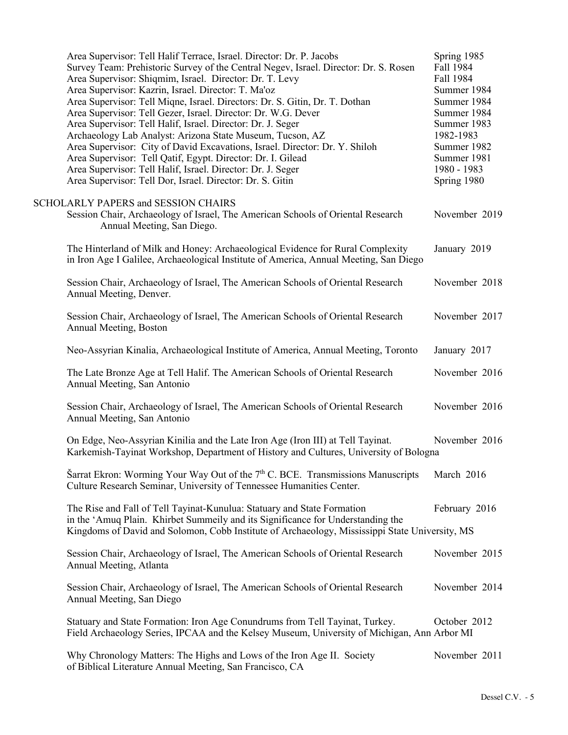Area Supervisor: Tell Halif Terrace, Israel. Director: Dr. P. Jacobs — Spring 1985
Survey Team: Prehistoric Survey of the Central Negev, Israel. Director: Dr. S. Rosen — Fall 1984
Area Supervisor: Shiqmim, Israel. Director: Dr. T. Levy — Fall 1984
Area Supervisor: Kazrin, Israel. Director: T. Ma'oz — Summer 1984
Area Supervisor: Tell Miqne, Israel. Directors: Dr. S. Gitin, Dr. T. Dothan — Summer 1984
Area Supervisor: Tell Gezer, Israel. Director: Dr. W.G. Dever — Summer 1984
Area Supervisor: Tell Halif, Israel. Director: Dr. J. Seger — Summer 1983
Archaeology Lab Analyst: Arizona State Museum, Tucson, AZ — 1982-1983
Area Supervisor: City of David Excavations, Israel. Director: Dr. Y. Shiloh — Summer 1982
Area Supervisor: Tell Qatif, Egypt. Director: Dr. I. Gilead — Summer 1981
Area Supervisor: Tell Halif, Israel. Director: Dr. J. Seger — 1980 - 1983
Area Supervisor: Tell Dor, Israel. Director: Dr. S. Gitin — Spring 1980

## SCHOLARLY PAPERS and SESSION CHAIRS

Session Chair, Archaeology of Israel, The American Schools of Oriental Research Annual Meeting, San Diego. — November 2019

The Hinterland of Milk and Honey: Archaeological Evidence for Rural Complexity in Iron Age I Galilee, Archaeological Institute of America, Annual Meeting, San Diego — January 2019

Session Chair, Archaeology of Israel, The American Schools of Oriental Research Annual Meeting, Denver. — November 2018

Session Chair, Archaeology of Israel, The American Schools of Oriental Research Annual Meeting, Boston — November 2017

Neo-Assyrian Kinalia, Archaeological Institute of America, Annual Meeting, Toronto — January 2017

The Late Bronze Age at Tell Halif. The American Schools of Oriental Research Annual Meeting, San Antonio — November 2016

Session Chair, Archaeology of Israel, The American Schools of Oriental Research Annual Meeting, San Antonio — November 2016

On Edge, Neo-Assyrian Kinilia and the Late Iron Age (Iron III) at Tell Tayinat. Karkemish-Tayinat Workshop, Department of History and Cultures, University of Bologna — November 2016

Šarrat Ekron: Worming Your Way Out of the 7th C. BCE. Transmissions Manuscripts Culture Research Seminar, University of Tennessee Humanities Center. — March 2016

The Rise and Fall of Tell Tayinat-Kunulua: Statuary and State Formation in the 'Amuq Plain. Khirbet Summeily and its Significance for Understanding the Kingdoms of David and Solomon, Cobb Institute of Archaeology, Mississippi State University, MS — February 2016

Session Chair, Archaeology of Israel, The American Schools of Oriental Research Annual Meeting, Atlanta — November 2015

Session Chair, Archaeology of Israel, The American Schools of Oriental Research Annual Meeting, San Diego — November 2014

Statuary and State Formation: Iron Age Conundrums from Tell Tayinat, Turkey. Field Archaeology Series, IPCAA and the Kelsey Museum, University of Michigan, Ann Arbor MI — October 2012

Why Chronology Matters: The Highs and Lows of the Iron Age II. Society of Biblical Literature Annual Meeting, San Francisco, CA — November 2011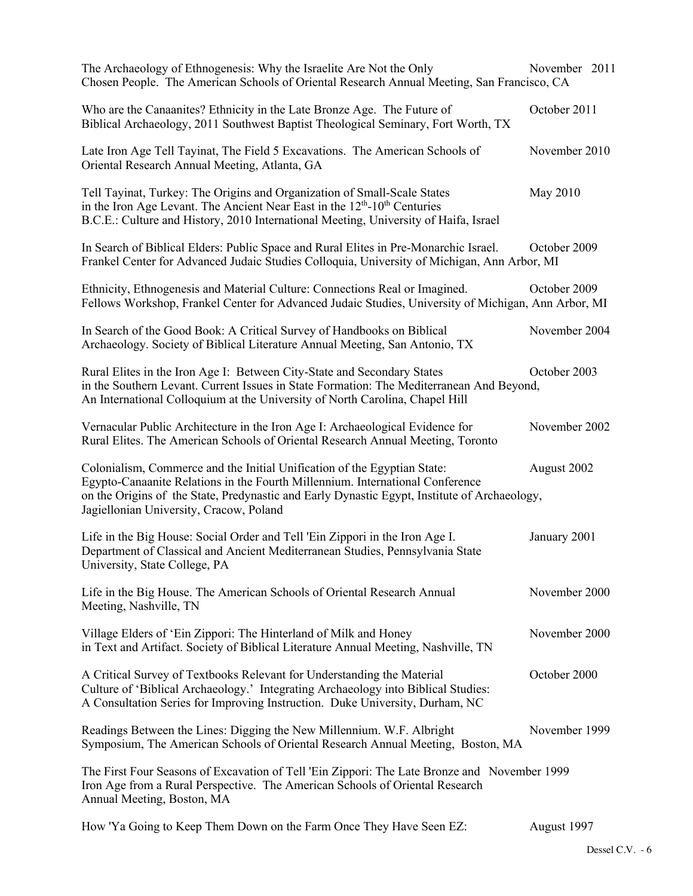The Archaeology of Ethnogenesis: Why the Israelite Are Not the Only Chosen People. The American Schools of Oriental Research Annual Meeting, San Francisco, CA — November 2011

Who are the Canaanites? Ethnicity in the Late Bronze Age. The Future of Biblical Archaeology, 2011 Southwest Baptist Theological Seminary, Fort Worth, TX — October 2011

Late Iron Age Tell Tayinat, The Field 5 Excavations. The American Schools of Oriental Research Annual Meeting, Atlanta, GA — November 2010

Tell Tayinat, Turkey: The Origins and Organization of Small-Scale States in the Iron Age Levant. The Ancient Near East in the 12th-10th Centuries B.C.E.: Culture and History, 2010 International Meeting, University of Haifa, Israel — May 2010

In Search of Biblical Elders: Public Space and Rural Elites in Pre-Monarchic Israel. Frankel Center for Advanced Judaic Studies Colloquia, University of Michigan, Ann Arbor, MI — October 2009

Ethnicity, Ethnogenesis and Material Culture: Connections Real or Imagined. Fellows Workshop, Frankel Center for Advanced Judaic Studies, University of Michigan, Ann Arbor, MI — October 2009

In Search of the Good Book: A Critical Survey of Handbooks on Biblical Archaeology. Society of Biblical Literature Annual Meeting, San Antonio, TX — November 2004

Rural Elites in the Iron Age I: Between City-State and Secondary States in the Southern Levant. Current Issues in State Formation: The Mediterranean And Beyond, An International Colloquium at the University of North Carolina, Chapel Hill — October 2003

Vernacular Public Architecture in the Iron Age I: Archaeological Evidence for Rural Elites. The American Schools of Oriental Research Annual Meeting, Toronto — November 2002

Colonialism, Commerce and the Initial Unification of the Egyptian State: Egypto-Canaanite Relations in the Fourth Millennium. International Conference on the Origins of the State, Predynastic and Early Dynastic Egypt, Institute of Archaeology, Jagiellonian University, Cracow, Poland — August 2002

Life in the Big House: Social Order and Tell 'Ein Zippori in the Iron Age I. Department of Classical and Ancient Mediterranean Studies, Pennsylvania State University, State College, PA — January 2001

Life in the Big House. The American Schools of Oriental Research Annual Meeting, Nashville, TN — November 2000

Village Elders of 'Ein Zippori: The Hinterland of Milk and Honey in Text and Artifact. Society of Biblical Literature Annual Meeting, Nashville, TN — November 2000

A Critical Survey of Textbooks Relevant for Understanding the Material Culture of 'Biblical Archaeology.' Integrating Archaeology into Biblical Studies: A Consultation Series for Improving Instruction. Duke University, Durham, NC — October 2000

Readings Between the Lines: Digging the New Millennium. W.F. Albright Symposium, The American Schools of Oriental Research Annual Meeting, Boston, MA — November 1999

The First Four Seasons of Excavation of Tell 'Ein Zippori: The Late Bronze and Iron Age from a Rural Perspective. The American Schools of Oriental Research Annual Meeting, Boston, MA — November 1999

How 'Ya Going to Keep Them Down on the Farm Once They Have Seen EZ: — August 1997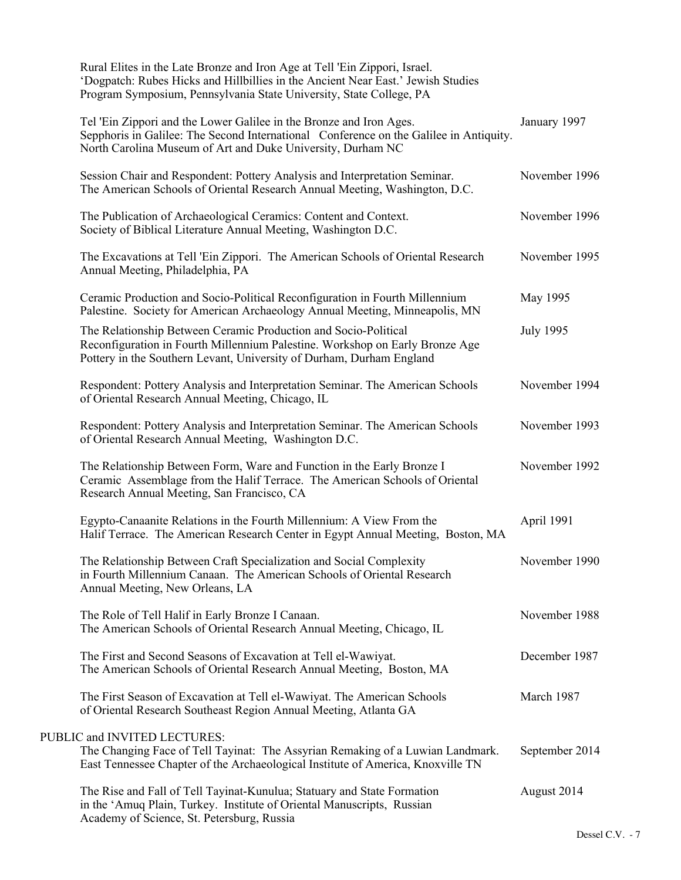Rural Elites in the Late Bronze and Iron Age at Tell 'Ein Zippori, Israel.
'Dogpatch: Rubes Hicks and Hillbillies in the Ancient Near East.' Jewish Studies Program Symposium, Pennsylvania State University, State College, PA

Tel 'Ein Zippori and the Lower Galilee in the Bronze and Iron Ages. — January 1997
Sepphoris in Galilee: The Second International Conference on the Galilee in Antiquity. North Carolina Museum of Art and Duke University, Durham NC

Session Chair and Respondent: Pottery Analysis and Interpretation Seminar. — November 1996
The American Schools of Oriental Research Annual Meeting, Washington, D.C.

The Publication of Archaeological Ceramics: Content and Context. — November 1996
Society of Biblical Literature Annual Meeting, Washington D.C.

The Excavations at Tell 'Ein Zippori. The American Schools of Oriental Research Annual Meeting, Philadelphia, PA — November 1995

Ceramic Production and Socio-Political Reconfiguration in Fourth Millennium Palestine. Society for American Archaeology Annual Meeting, Minneapolis, MN — May 1995

The Relationship Between Ceramic Production and Socio-Political Reconfiguration in Fourth Millennium Palestine. Workshop on Early Bronze Age Pottery in the Southern Levant, University of Durham, Durham England — July 1995

Respondent: Pottery Analysis and Interpretation Seminar. The American Schools of Oriental Research Annual Meeting, Chicago, IL — November 1994

Respondent: Pottery Analysis and Interpretation Seminar. The American Schools of Oriental Research Annual Meeting, Washington D.C. — November 1993

The Relationship Between Form, Ware and Function in the Early Bronze I Ceramic Assemblage from the Halif Terrace. The American Schools of Oriental Research Annual Meeting, San Francisco, CA — November 1992

Egypto-Canaanite Relations in the Fourth Millennium: A View From the Halif Terrace. The American Research Center in Egypt Annual Meeting, Boston, MA — April 1991

The Relationship Between Craft Specialization and Social Complexity in Fourth Millennium Canaan. The American Schools of Oriental Research Annual Meeting, New Orleans, LA — November 1990

The Role of Tell Halif in Early Bronze I Canaan. — November 1988
The American Schools of Oriental Research Annual Meeting, Chicago, IL

The First and Second Seasons of Excavation at Tell el-Wawiyat. — December 1987
The American Schools of Oriental Research Annual Meeting, Boston, MA

The First Season of Excavation at Tell el-Wawiyat. The American Schools of Oriental Research Southeast Region Annual Meeting, Atlanta GA — March 1987

PUBLIC and INVITED LECTURES:

The Changing Face of Tell Tayinat: The Assyrian Remaking of a Luwian Landmark. — September 2014
East Tennessee Chapter of the Archaeological Institute of America, Knoxville TN

The Rise and Fall of Tell Tayinat-Kunulua; Statuary and State Formation in the 'Amuq Plain, Turkey. Institute of Oriental Manuscripts, Russian Academy of Science, St. Petersburg, Russia — August 2014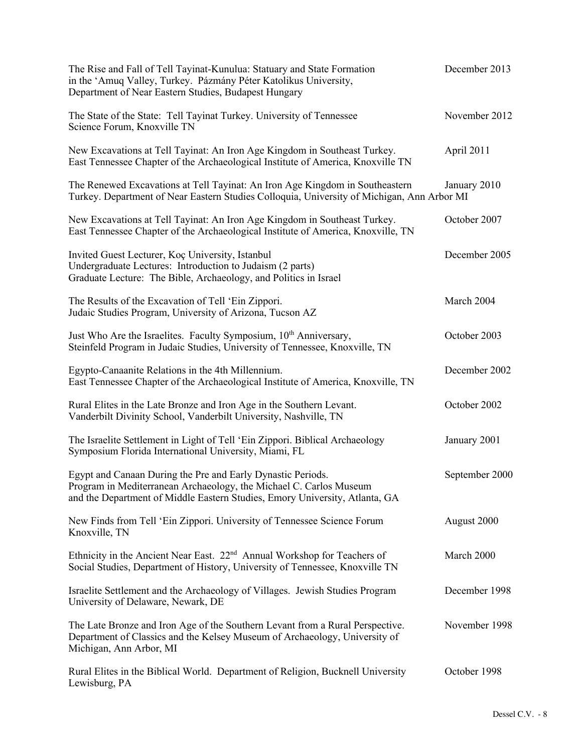The Rise and Fall of Tell Tayinat-Kunulua: Statuary and State Formation in the 'Amuq Valley, Turkey. Pázmány Péter Katolikus University, Department of Near Eastern Studies, Budapest Hungary — December 2013

The State of the State: Tell Tayinat Turkey. University of Tennessee Science Forum, Knoxville TN — November 2012

New Excavations at Tell Tayinat: An Iron Age Kingdom in Southeast Turkey. East Tennessee Chapter of the Archaeological Institute of America, Knoxville TN — April 2011

The Renewed Excavations at Tell Tayinat: An Iron Age Kingdom in Southeastern Turkey. Department of Near Eastern Studies Colloquia, University of Michigan, Ann Arbor MI — January 2010

New Excavations at Tell Tayinat: An Iron Age Kingdom in Southeast Turkey. East Tennessee Chapter of the Archaeological Institute of America, Knoxville, TN — October 2007

Invited Guest Lecturer, Koç University, Istanbul — December 2005
Undergraduate Lectures: Introduction to Judaism (2 parts)
Graduate Lecture: The Bible, Archaeology, and Politics in Israel

The Results of the Excavation of Tell 'Ein Zippori. Judaic Studies Program, University of Arizona, Tucson AZ — March 2004

Just Who Are the Israelites. Faculty Symposium, 10th Anniversary, Steinfeld Program in Judaic Studies, University of Tennessee, Knoxville, TN — October 2003

Egypto-Canaanite Relations in the 4th Millennium. East Tennessee Chapter of the Archaeological Institute of America, Knoxville, TN — December 2002

Rural Elites in the Late Bronze and Iron Age in the Southern Levant. Vanderbilt Divinity School, Vanderbilt University, Nashville, TN — October 2002

The Israelite Settlement in Light of Tell 'Ein Zippori. Biblical Archaeology Symposium Florida International University, Miami, FL — January 2001

Egypt and Canaan During the Pre and Early Dynastic Periods. Program in Mediterranean Archaeology, the Michael C. Carlos Museum and the Department of Middle Eastern Studies, Emory University, Atlanta, GA — September 2000

New Finds from Tell 'Ein Zippori. University of Tennessee Science Forum Knoxville, TN — August 2000

Ethnicity in the Ancient Near East. 22nd Annual Workshop for Teachers of Social Studies, Department of History, University of Tennessee, Knoxville TN — March 2000

Israelite Settlement and the Archaeology of Villages. Jewish Studies Program University of Delaware, Newark, DE — December 1998

The Late Bronze and Iron Age of the Southern Levant from a Rural Perspective. Department of Classics and the Kelsey Museum of Archaeology, University of Michigan, Ann Arbor, MI — November 1998

Rural Elites in the Biblical World. Department of Religion, Bucknell University Lewisburg, PA — October 1998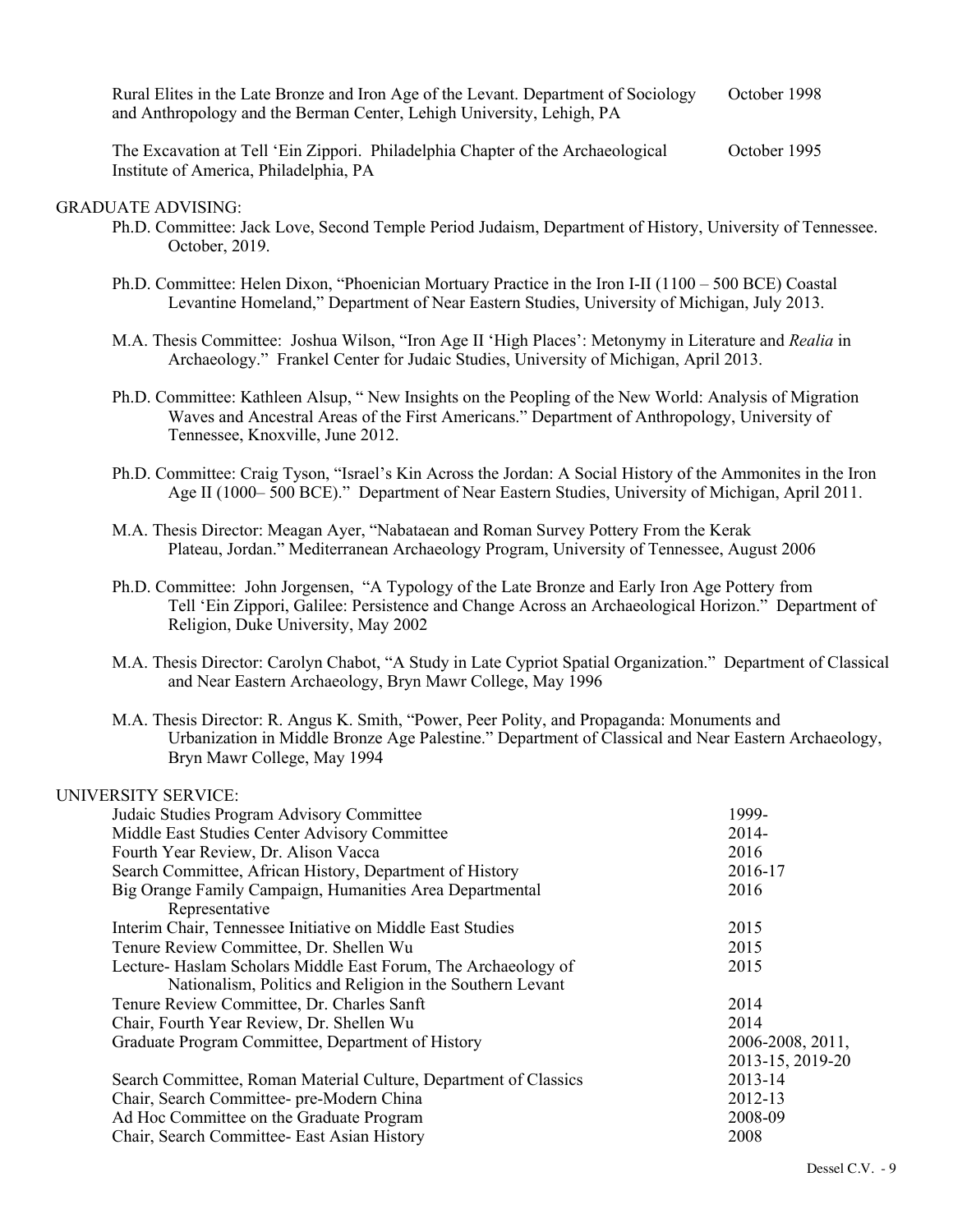Rural Elites in the Late Bronze and Iron Age of the Levant. Department of Sociology and Anthropology and the Berman Center, Lehigh University, Lehigh, PA — October 1998

The Excavation at Tell 'Ein Zippori. Philadelphia Chapter of the Archaeological Institute of America, Philadelphia, PA — October 1995

## GRADUATE ADVISING:

Ph.D. Committee: Jack Love, Second Temple Period Judaism, Department of History, University of Tennessee. October, 2019.

Ph.D. Committee: Helen Dixon, "Phoenician Mortuary Practice in the Iron I-II (1100 – 500 BCE) Coastal Levantine Homeland," Department of Near Eastern Studies, University of Michigan, July 2013.

M.A. Thesis Committee: Joshua Wilson, "Iron Age II 'High Places': Metonymy in Literature and *Realia* in Archaeology." Frankel Center for Judaic Studies, University of Michigan, April 2013.

Ph.D. Committee: Kathleen Alsup, " New Insights on the Peopling of the New World: Analysis of Migration Waves and Ancestral Areas of the First Americans." Department of Anthropology, University of Tennessee, Knoxville, June 2012.

Ph.D. Committee: Craig Tyson, "Israel's Kin Across the Jordan: A Social History of the Ammonites in the Iron Age II (1000– 500 BCE)." Department of Near Eastern Studies, University of Michigan, April 2011.

M.A. Thesis Director: Meagan Ayer, "Nabataean and Roman Survey Pottery From the Kerak Plateau, Jordan." Mediterranean Archaeology Program, University of Tennessee, August 2006

Ph.D. Committee: John Jorgensen, "A Typology of the Late Bronze and Early Iron Age Pottery from Tell 'Ein Zippori, Galilee: Persistence and Change Across an Archaeological Horizon." Department of Religion, Duke University, May 2002

M.A. Thesis Director: Carolyn Chabot, "A Study in Late Cypriot Spatial Organization." Department of Classical and Near Eastern Archaeology, Bryn Mawr College, May 1996

M.A. Thesis Director: R. Angus K. Smith, "Power, Peer Polity, and Propaganda: Monuments and Urbanization in Middle Bronze Age Palestine." Department of Classical and Near Eastern Archaeology, Bryn Mawr College, May 1994

## UNIVERSITY SERVICE:

| | |
|---|---|
| Judaic Studies Program Advisory Committee | 1999- |
| Middle East Studies Center Advisory Committee | 2014- |
| Fourth Year Review, Dr. Alison Vacca | 2016 |
| Search Committee, African History, Department of History | 2016-17 |
| Big Orange Family Campaign, Humanities Area Departmental Representative | 2016 |
| Interim Chair, Tennessee Initiative on Middle East Studies | 2015 |
| Tenure Review Committee, Dr. Shellen Wu | 2015 |
| Lecture- Haslam Scholars Middle East Forum, The Archaeology of Nationalism, Politics and Religion in the Southern Levant | 2015 |
| Tenure Review Committee, Dr. Charles Sanft | 2014 |
| Chair, Fourth Year Review, Dr. Shellen Wu | 2014 |
| Graduate Program Committee, Department of History | 2006-2008, 2011, 2013-15, 2019-20 |
| Search Committee, Roman Material Culture, Department of Classics | 2013-14 |
| Chair, Search Committee- pre-Modern China | 2012-13 |
| Ad Hoc Committee on the Graduate Program | 2008-09 |
| Chair, Search Committee- East Asian History | 2008 |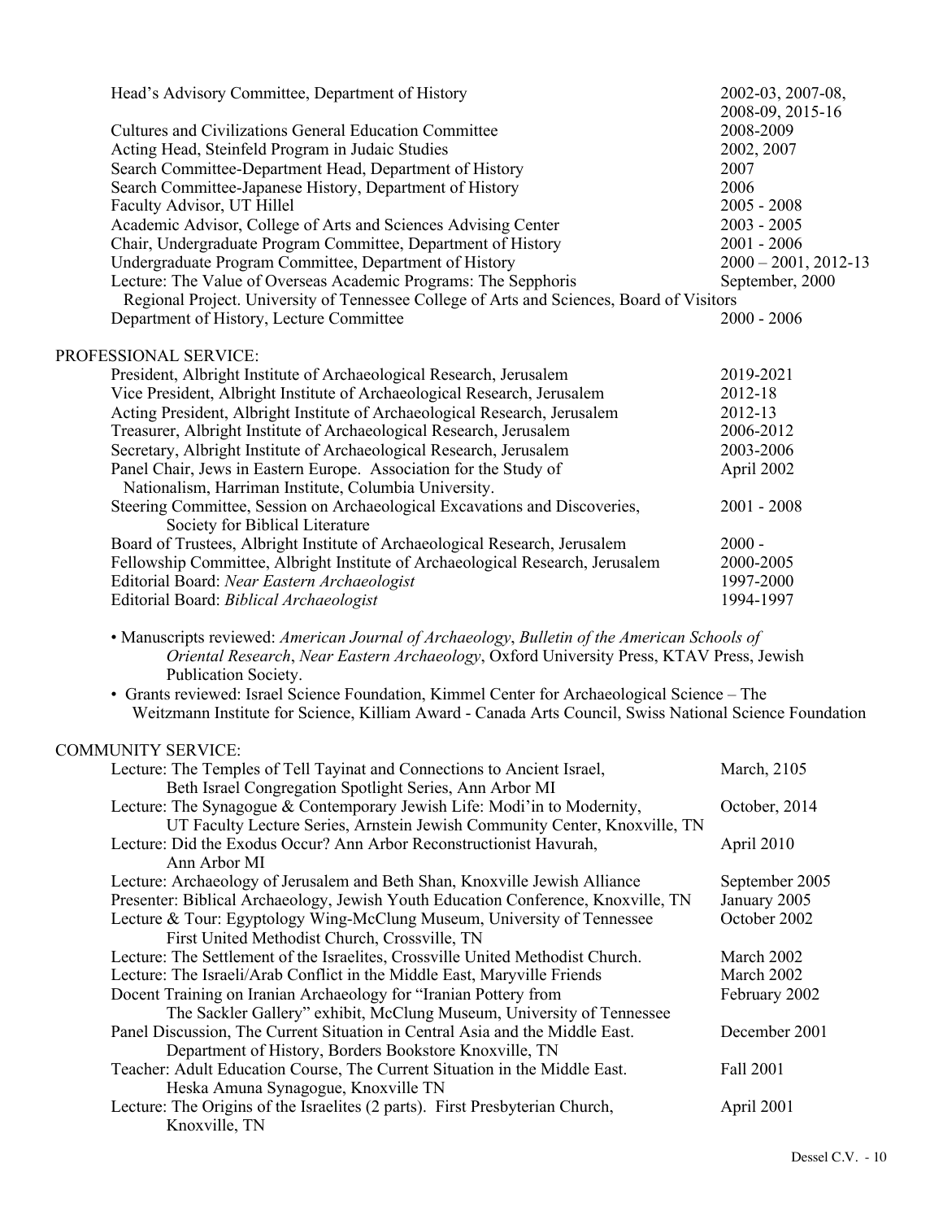| | |
|---|---|
| Head's Advisory Committee, Department of History | 2002-03, 2007-08, 2008-09, 2015-16 |
| Cultures and Civilizations General Education Committee | 2008-2009 |
| Acting Head, Steinfeld Program in Judaic Studies | 2002, 2007 |
| Search Committee-Department Head, Department of History | 2007 |
| Search Committee-Japanese History, Department of History | 2006 |
| Faculty Advisor, UT Hillel | 2005 - 2008 |
| Academic Advisor, College of Arts and Sciences Advising Center | 2003 - 2005 |
| Chair, Undergraduate Program Committee, Department of History | 2001 - 2006 |
| Undergraduate Program Committee, Department of History | 2000 – 2001, 2012-13 |
| Lecture: The Value of Overseas Academic Programs: The Sepphoris Regional Project. University of Tennessee College of Arts and Sciences, Board of Visitors | September, 2000 |
| Department of History, Lecture Committee | 2000 - 2006 |

PROFESSIONAL SERVICE:

| | |
|---|---|
| President, Albright Institute of Archaeological Research, Jerusalem | 2019-2021 |
| Vice President, Albright Institute of Archaeological Research, Jerusalem | 2012-18 |
| Acting President, Albright Institute of Archaeological Research, Jerusalem | 2012-13 |
| Treasurer, Albright Institute of Archaeological Research, Jerusalem | 2006-2012 |
| Secretary, Albright Institute of Archaeological Research, Jerusalem | 2003-2006 |
| Panel Chair, Jews in Eastern Europe. Association for the Study of Nationalism, Harriman Institute, Columbia University. | April 2002 |
| Steering Committee, Session on Archaeological Excavations and Discoveries, Society for Biblical Literature | 2001 - 2008 |
| Board of Trustees, Albright Institute of Archaeological Research, Jerusalem | 2000 - |
| Fellowship Committee, Albright Institute of Archaeological Research, Jerusalem | 2000-2005 |
| Editorial Board: *Near Eastern Archaeologist* | 1997-2000 |
| Editorial Board: *Biblical Archaeologist* | 1994-1997 |

- Manuscripts reviewed: *American Journal of Archaeology*, *Bulletin of the American Schools of Oriental Research*, *Near Eastern Archaeology*, Oxford University Press, KTAV Press, Jewish Publication Society.
- Grants reviewed: Israel Science Foundation, Kimmel Center for Archaeological Science – The Weitzmann Institute for Science, Killiam Award - Canada Arts Council, Swiss National Science Foundation

COMMUNITY SERVICE:

| | |
|---|---|
| Lecture: The Temples of Tell Tayinat and Connections to Ancient Israel, Beth Israel Congregation Spotlight Series, Ann Arbor MI | March, 2105 |
| Lecture: The Synagogue & Contemporary Jewish Life: Modi'in to Modernity, UT Faculty Lecture Series, Arnstein Jewish Community Center, Knoxville, TN | October, 2014 |
| Lecture: Did the Exodus Occur? Ann Arbor Reconstructionist Havurah, Ann Arbor MI | April 2010 |
| Lecture: Archaeology of Jerusalem and Beth Shan, Knoxville Jewish Alliance | September 2005 |
| Presenter: Biblical Archaeology, Jewish Youth Education Conference, Knoxville, TN | January 2005 |
| Lecture & Tour: Egyptology Wing-McClung Museum, University of Tennessee First United Methodist Church, Crossville, TN | October 2002 |
| Lecture: The Settlement of the Israelites, Crossville United Methodist Church. | March 2002 |
| Lecture: The Israeli/Arab Conflict in the Middle East, Maryville Friends | March 2002 |
| Docent Training on Iranian Archaeology for "Iranian Pottery from The Sackler Gallery" exhibit, McClung Museum, University of Tennessee | February 2002 |
| Panel Discussion, The Current Situation in Central Asia and the Middle East. Department of History, Borders Bookstore Knoxville, TN | December 2001 |
| Teacher: Adult Education Course, The Current Situation in the Middle East. Heska Amuna Synagogue, Knoxville TN | Fall 2001 |
| Lecture: The Origins of the Israelites (2 parts). First Presbyterian Church, Knoxville, TN | April 2001 |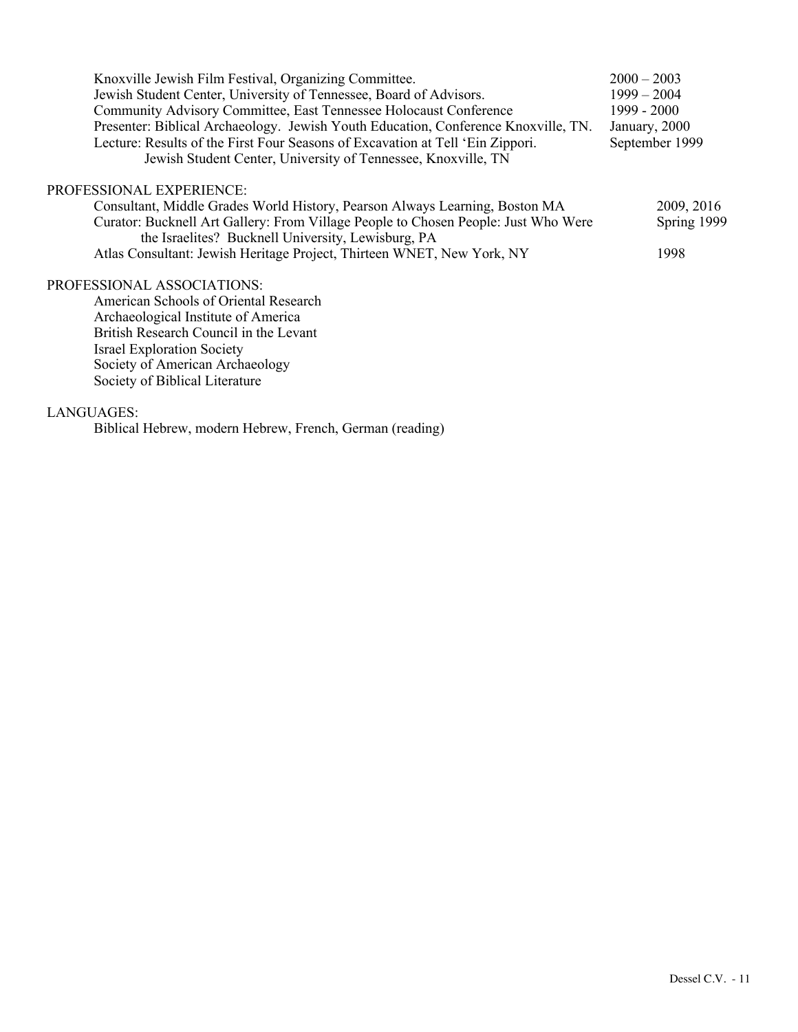Knoxville Jewish Film Festival, Organizing Committee. 2000 – 2003
Jewish Student Center, University of Tennessee, Board of Advisors. 1999 – 2004
Community Advisory Committee, East Tennessee Holocaust Conference 1999 - 2000
Presenter: Biblical Archaeology. Jewish Youth Education, Conference Knoxville, TN. January, 2000
Lecture: Results of the First Four Seasons of Excavation at Tell 'Ein Zippori. September 1999
Jewish Student Center, University of Tennessee, Knoxville, TN

PROFESSIONAL EXPERIENCE:

Consultant, Middle Grades World History, Pearson Always Learning, Boston MA 2009, 2016
Curator: Bucknell Art Gallery: From Village People to Chosen People: Just Who Were the Israelites? Bucknell University, Lewisburg, PA Spring 1999
Atlas Consultant: Jewish Heritage Project, Thirteen WNET, New York, NY 1998

PROFESSIONAL ASSOCIATIONS:

American Schools of Oriental Research
Archaeological Institute of America
British Research Council in the Levant
Israel Exploration Society
Society of American Archaeology
Society of Biblical Literature

LANGUAGES:

Biblical Hebrew, modern Hebrew, French, German (reading)